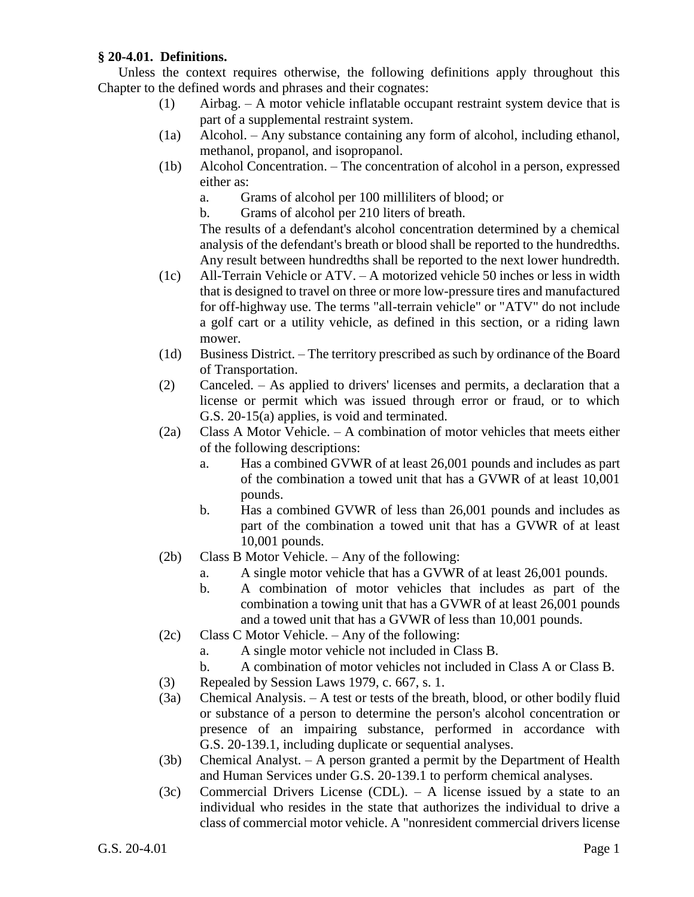**§ 20-4.01. Definitions.**

Unless the context requires otherwise, the following definitions apply throughout this Chapter to the defined words and phrases and their cognates:

(1) Airbag. – A motor vehicle inflatable occupant restraint system device that is part of a supplemental restraint system.

(1a) Alcohol. – Any substance containing any form of alcohol, including ethanol, methanol, propanol, and isopropanol.

(1b) Alcohol Concentration. – The concentration of alcohol in a person, expressed either as:

a. Grams of alcohol per 100 milliliters of blood; or

b. Grams of alcohol per 210 liters of breath.

The results of a defendant's alcohol concentration determined by a chemical analysis of the defendant's breath or blood shall be reported to the hundredths. Any result between hundredths shall be reported to the next lower hundredth.

(1c) All-Terrain Vehicle or ATV. – A motorized vehicle 50 inches or less in width that is designed to travel on three or more low-pressure tires and manufactured for off-highway use. The terms "all-terrain vehicle" or "ATV" do not include a golf cart or a utility vehicle, as defined in this section, or a riding lawn mower.

(1d) Business District. – The territory prescribed as such by ordinance of the Board of Transportation.

(2) Canceled. – As applied to drivers' licenses and permits, a declaration that a license or permit which was issued through error or fraud, or to which G.S. 20-15(a) applies, is void and terminated.

(2a) Class A Motor Vehicle. – A combination of motor vehicles that meets either of the following descriptions:

a. Has a combined GVWR of at least 26,001 pounds and includes as part of the combination a towed unit that has a GVWR of at least 10,001 pounds.

b. Has a combined GVWR of less than 26,001 pounds and includes as part of the combination a towed unit that has a GVWR of at least 10,001 pounds.

(2b) Class B Motor Vehicle. – Any of the following:

a. A single motor vehicle that has a GVWR of at least 26,001 pounds.

b. A combination of motor vehicles that includes as part of the combination a towing unit that has a GVWR of at least 26,001 pounds and a towed unit that has a GVWR of less than 10,001 pounds.

(2c) Class C Motor Vehicle. – Any of the following:

a. A single motor vehicle not included in Class B.

b. A combination of motor vehicles not included in Class A or Class B.

(3) Repealed by Session Laws 1979, c. 667, s. 1.

(3a) Chemical Analysis. – A test or tests of the breath, blood, or other bodily fluid or substance of a person to determine the person's alcohol concentration or presence of an impairing substance, performed in accordance with G.S. 20-139.1, including duplicate or sequential analyses.

(3b) Chemical Analyst. – A person granted a permit by the Department of Health and Human Services under G.S. 20-139.1 to perform chemical analyses.

(3c) Commercial Drivers License (CDL). – A license issued by a state to an individual who resides in the state that authorizes the individual to drive a class of commercial motor vehicle. A "nonresident commercial drivers license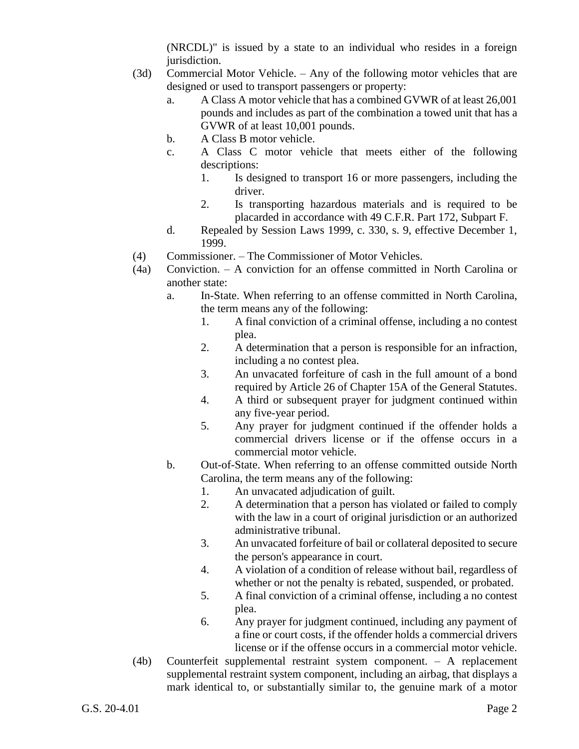(NRCDL)" is issued by a state to an individual who resides in a foreign jurisdiction.

(3d) Commercial Motor Vehicle. – Any of the following motor vehicles that are designed or used to transport passengers or property:

a. A Class A motor vehicle that has a combined GVWR of at least 26,001 pounds and includes as part of the combination a towed unit that has a GVWR of at least 10,001 pounds.

b. A Class B motor vehicle.

c. A Class C motor vehicle that meets either of the following descriptions:

1. Is designed to transport 16 or more passengers, including the driver.

2. Is transporting hazardous materials and is required to be placarded in accordance with 49 C.F.R. Part 172, Subpart F.

d. Repealed by Session Laws 1999, c. 330, s. 9, effective December 1, 1999.

(4) Commissioner. – The Commissioner of Motor Vehicles.

(4a) Conviction. – A conviction for an offense committed in North Carolina or another state:

a. In-State. When referring to an offense committed in North Carolina, the term means any of the following:

1. A final conviction of a criminal offense, including a no contest plea.

2. A determination that a person is responsible for an infraction, including a no contest plea.

3. An unvacated forfeiture of cash in the full amount of a bond required by Article 26 of Chapter 15A of the General Statutes.

4. A third or subsequent prayer for judgment continued within any five-year period.

5. Any prayer for judgment continued if the offender holds a commercial drivers license or if the offense occurs in a commercial motor vehicle.

b. Out-of-State. When referring to an offense committed outside North Carolina, the term means any of the following:

1. An unvacated adjudication of guilt.

2. A determination that a person has violated or failed to comply with the law in a court of original jurisdiction or an authorized administrative tribunal.

3. An unvacated forfeiture of bail or collateral deposited to secure the person's appearance in court.

4. A violation of a condition of release without bail, regardless of whether or not the penalty is rebated, suspended, or probated.

5. A final conviction of a criminal offense, including a no contest plea.

6. Any prayer for judgment continued, including any payment of a fine or court costs, if the offender holds a commercial drivers license or if the offense occurs in a commercial motor vehicle.

(4b) Counterfeit supplemental restraint system component. – A replacement supplemental restraint system component, including an airbag, that displays a mark identical to, or substantially similar to, the genuine mark of a motor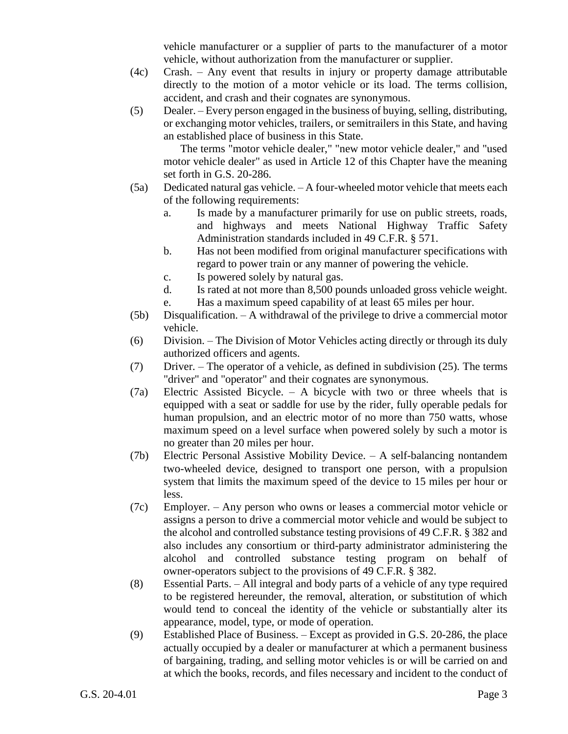vehicle manufacturer or a supplier of parts to the manufacturer of a motor vehicle, without authorization from the manufacturer or supplier.

(4c) Crash. – Any event that results in injury or property damage attributable directly to the motion of a motor vehicle or its load. The terms collision, accident, and crash and their cognates are synonymous.

(5) Dealer. – Every person engaged in the business of buying, selling, distributing, or exchanging motor vehicles, trailers, or semitrailers in this State, and having an established place of business in this State.

The terms "motor vehicle dealer," "new motor vehicle dealer," and "used motor vehicle dealer" as used in Article 12 of this Chapter have the meaning set forth in G.S. 20-286.

(5a) Dedicated natural gas vehicle. – A four-wheeled motor vehicle that meets each of the following requirements:

a. Is made by a manufacturer primarily for use on public streets, roads, and highways and meets National Highway Traffic Safety Administration standards included in 49 C.F.R. § 571.
b. Has not been modified from original manufacturer specifications with regard to power train or any manner of powering the vehicle.
c. Is powered solely by natural gas.
d. Is rated at not more than 8,500 pounds unloaded gross vehicle weight.
e. Has a maximum speed capability of at least 65 miles per hour.

(5b) Disqualification. – A withdrawal of the privilege to drive a commercial motor vehicle.

(6) Division. – The Division of Motor Vehicles acting directly or through its duly authorized officers and agents.

(7) Driver. – The operator of a vehicle, as defined in subdivision (25). The terms "driver" and "operator" and their cognates are synonymous.

(7a) Electric Assisted Bicycle. – A bicycle with two or three wheels that is equipped with a seat or saddle for use by the rider, fully operable pedals for human propulsion, and an electric motor of no more than 750 watts, whose maximum speed on a level surface when powered solely by such a motor is no greater than 20 miles per hour.

(7b) Electric Personal Assistive Mobility Device. – A self-balancing nontandem two-wheeled device, designed to transport one person, with a propulsion system that limits the maximum speed of the device to 15 miles per hour or less.

(7c) Employer. – Any person who owns or leases a commercial motor vehicle or assigns a person to drive a commercial motor vehicle and would be subject to the alcohol and controlled substance testing provisions of 49 C.F.R. § 382 and also includes any consortium or third-party administrator administering the alcohol and controlled substance testing program on behalf of owner-operators subject to the provisions of 49 C.F.R. § 382.

(8) Essential Parts. – All integral and body parts of a vehicle of any type required to be registered hereunder, the removal, alteration, or substitution of which would tend to conceal the identity of the vehicle or substantially alter its appearance, model, type, or mode of operation.

(9) Established Place of Business. – Except as provided in G.S. 20-286, the place actually occupied by a dealer or manufacturer at which a permanent business of bargaining, trading, and selling motor vehicles is or will be carried on and at which the books, records, and files necessary and incident to the conduct of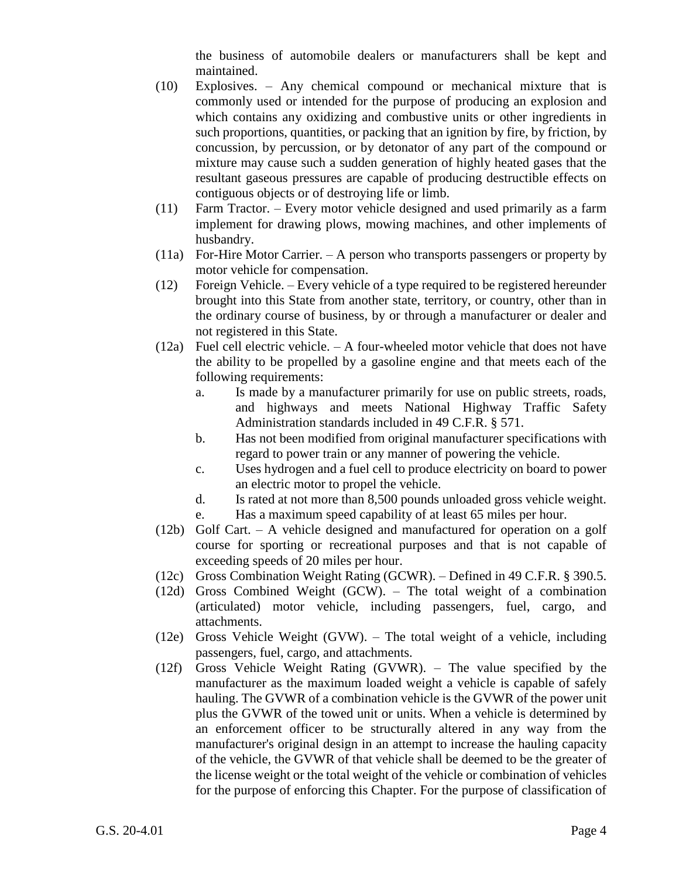the business of automobile dealers or manufacturers shall be kept and maintained.

(10) Explosives. – Any chemical compound or mechanical mixture that is commonly used or intended for the purpose of producing an explosion and which contains any oxidizing and combustive units or other ingredients in such proportions, quantities, or packing that an ignition by fire, by friction, by concussion, by percussion, or by detonator of any part of the compound or mixture may cause such a sudden generation of highly heated gases that the resultant gaseous pressures are capable of producing destructible effects on contiguous objects or of destroying life or limb.

(11) Farm Tractor. – Every motor vehicle designed and used primarily as a farm implement for drawing plows, mowing machines, and other implements of husbandry.

(11a) For-Hire Motor Carrier. – A person who transports passengers or property by motor vehicle for compensation.

(12) Foreign Vehicle. – Every vehicle of a type required to be registered hereunder brought into this State from another state, territory, or country, other than in the ordinary course of business, by or through a manufacturer or dealer and not registered in this State.

(12a) Fuel cell electric vehicle. – A four-wheeled motor vehicle that does not have the ability to be propelled by a gasoline engine and that meets each of the following requirements:

a. Is made by a manufacturer primarily for use on public streets, roads, and highways and meets National Highway Traffic Safety Administration standards included in 49 C.F.R. § 571.
b. Has not been modified from original manufacturer specifications with regard to power train or any manner of powering the vehicle.
c. Uses hydrogen and a fuel cell to produce electricity on board to power an electric motor to propel the vehicle.
d. Is rated at not more than 8,500 pounds unloaded gross vehicle weight.
e. Has a maximum speed capability of at least 65 miles per hour.

(12b) Golf Cart. – A vehicle designed and manufactured for operation on a golf course for sporting or recreational purposes and that is not capable of exceeding speeds of 20 miles per hour.

(12c) Gross Combination Weight Rating (GCWR). – Defined in 49 C.F.R. § 390.5.

(12d) Gross Combined Weight (GCW). – The total weight of a combination (articulated) motor vehicle, including passengers, fuel, cargo, and attachments.

(12e) Gross Vehicle Weight (GVW). – The total weight of a vehicle, including passengers, fuel, cargo, and attachments.

(12f) Gross Vehicle Weight Rating (GVWR). – The value specified by the manufacturer as the maximum loaded weight a vehicle is capable of safely hauling. The GVWR of a combination vehicle is the GVWR of the power unit plus the GVWR of the towed unit or units. When a vehicle is determined by an enforcement officer to be structurally altered in any way from the manufacturer's original design in an attempt to increase the hauling capacity of the vehicle, the GVWR of that vehicle shall be deemed to be the greater of the license weight or the total weight of the vehicle or combination of vehicles for the purpose of enforcing this Chapter. For the purpose of classification of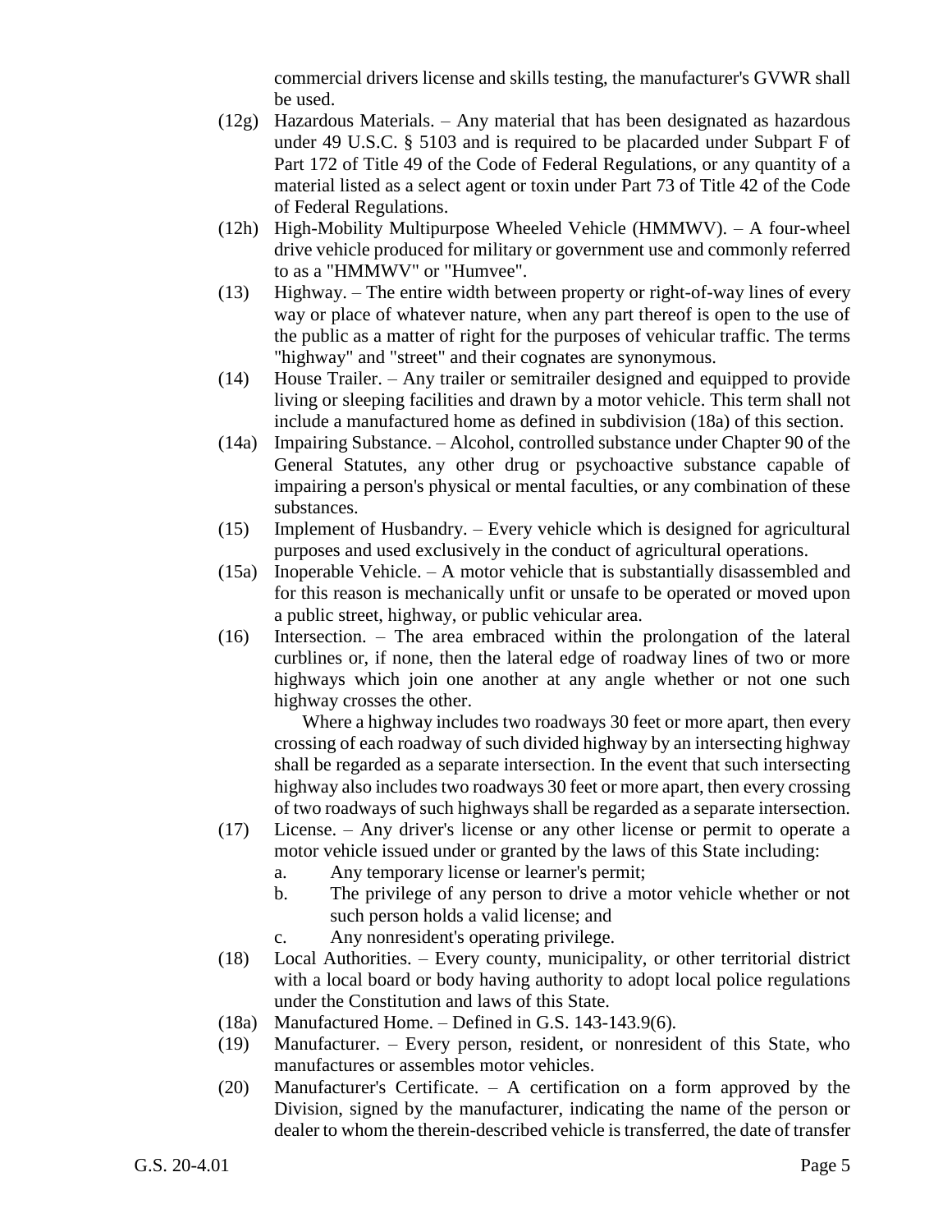commercial drivers license and skills testing, the manufacturer's GVWR shall be used.

(12g) Hazardous Materials. – Any material that has been designated as hazardous under 49 U.S.C. § 5103 and is required to be placarded under Subpart F of Part 172 of Title 49 of the Code of Federal Regulations, or any quantity of a material listed as a select agent or toxin under Part 73 of Title 42 of the Code of Federal Regulations.

(12h) High-Mobility Multipurpose Wheeled Vehicle (HMMWV). – A four-wheel drive vehicle produced for military or government use and commonly referred to as a "HMMWV" or "Humvee".

(13) Highway. – The entire width between property or right-of-way lines of every way or place of whatever nature, when any part thereof is open to the use of the public as a matter of right for the purposes of vehicular traffic. The terms "highway" and "street" and their cognates are synonymous.

(14) House Trailer. – Any trailer or semitrailer designed and equipped to provide living or sleeping facilities and drawn by a motor vehicle. This term shall not include a manufactured home as defined in subdivision (18a) of this section.

(14a) Impairing Substance. – Alcohol, controlled substance under Chapter 90 of the General Statutes, any other drug or psychoactive substance capable of impairing a person's physical or mental faculties, or any combination of these substances.

(15) Implement of Husbandry. – Every vehicle which is designed for agricultural purposes and used exclusively in the conduct of agricultural operations.

(15a) Inoperable Vehicle. – A motor vehicle that is substantially disassembled and for this reason is mechanically unfit or unsafe to be operated or moved upon a public street, highway, or public vehicular area.

(16) Intersection. – The area embraced within the prolongation of the lateral curblines or, if none, then the lateral edge of roadway lines of two or more highways which join one another at any angle whether or not one such highway crosses the other.

Where a highway includes two roadways 30 feet or more apart, then every crossing of each roadway of such divided highway by an intersecting highway shall be regarded as a separate intersection. In the event that such intersecting highway also includes two roadways 30 feet or more apart, then every crossing of two roadways of such highways shall be regarded as a separate intersection.

(17) License. – Any driver's license or any other license or permit to operate a motor vehicle issued under or granted by the laws of this State including:

a. Any temporary license or learner's permit;
b. The privilege of any person to drive a motor vehicle whether or not such person holds a valid license; and
c. Any nonresident's operating privilege.

(18) Local Authorities. – Every county, municipality, or other territorial district with a local board or body having authority to adopt local police regulations under the Constitution and laws of this State.

(18a) Manufactured Home. – Defined in G.S. 143-143.9(6).

(19) Manufacturer. – Every person, resident, or nonresident of this State, who manufactures or assembles motor vehicles.

(20) Manufacturer's Certificate. – A certification on a form approved by the Division, signed by the manufacturer, indicating the name of the person or dealer to whom the therein-described vehicle is transferred, the date of transfer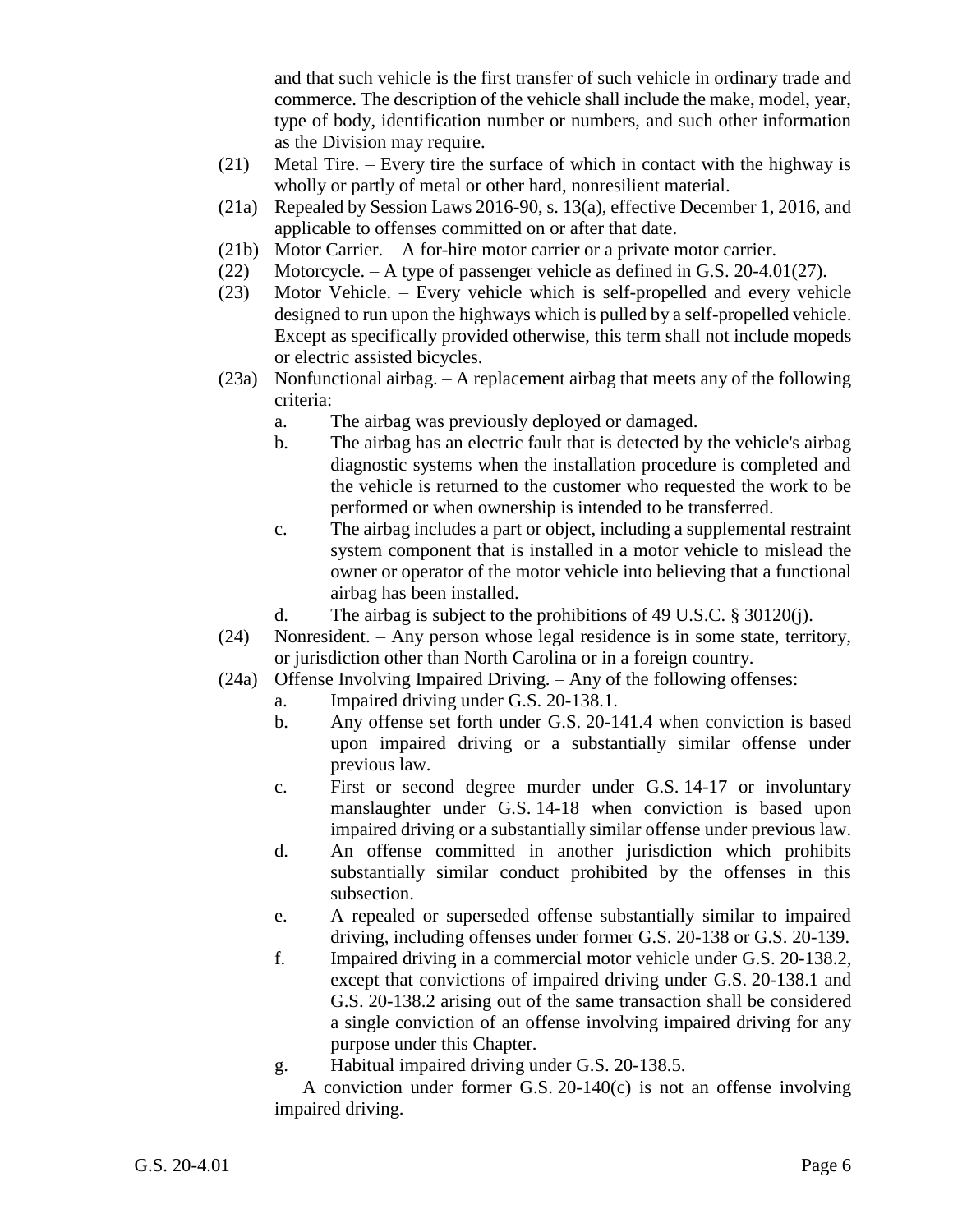and that such vehicle is the first transfer of such vehicle in ordinary trade and commerce. The description of the vehicle shall include the make, model, year, type of body, identification number or numbers, and such other information as the Division may require.

(21) Metal Tire. – Every tire the surface of which in contact with the highway is wholly or partly of metal or other hard, nonresilient material.

(21a) Repealed by Session Laws 2016-90, s. 13(a), effective December 1, 2016, and applicable to offenses committed on or after that date.

(21b) Motor Carrier. – A for-hire motor carrier or a private motor carrier.

(22) Motorcycle. – A type of passenger vehicle as defined in G.S. 20-4.01(27).

(23) Motor Vehicle. – Every vehicle which is self-propelled and every vehicle designed to run upon the highways which is pulled by a self-propelled vehicle. Except as specifically provided otherwise, this term shall not include mopeds or electric assisted bicycles.

(23a) Nonfunctional airbag. – A replacement airbag that meets any of the following criteria:

a. The airbag was previously deployed or damaged.

b. The airbag has an electric fault that is detected by the vehicle's airbag diagnostic systems when the installation procedure is completed and the vehicle is returned to the customer who requested the work to be performed or when ownership is intended to be transferred.

c. The airbag includes a part or object, including a supplemental restraint system component that is installed in a motor vehicle to mislead the owner or operator of the motor vehicle into believing that a functional airbag has been installed.

d. The airbag is subject to the prohibitions of 49 U.S.C. § 30120(j).

(24) Nonresident. – Any person whose legal residence is in some state, territory, or jurisdiction other than North Carolina or in a foreign country.

(24a) Offense Involving Impaired Driving. – Any of the following offenses:

a. Impaired driving under G.S. 20-138.1.

b. Any offense set forth under G.S. 20-141.4 when conviction is based upon impaired driving or a substantially similar offense under previous law.

c. First or second degree murder under G.S. 14-17 or involuntary manslaughter under G.S. 14-18 when conviction is based upon impaired driving or a substantially similar offense under previous law.

d. An offense committed in another jurisdiction which prohibits substantially similar conduct prohibited by the offenses in this subsection.

e. A repealed or superseded offense substantially similar to impaired driving, including offenses under former G.S. 20-138 or G.S. 20-139.

f. Impaired driving in a commercial motor vehicle under G.S. 20-138.2, except that convictions of impaired driving under G.S. 20-138.1 and G.S. 20-138.2 arising out of the same transaction shall be considered a single conviction of an offense involving impaired driving for any purpose under this Chapter.

g. Habitual impaired driving under G.S. 20-138.5.

A conviction under former G.S. 20-140(c) is not an offense involving impaired driving.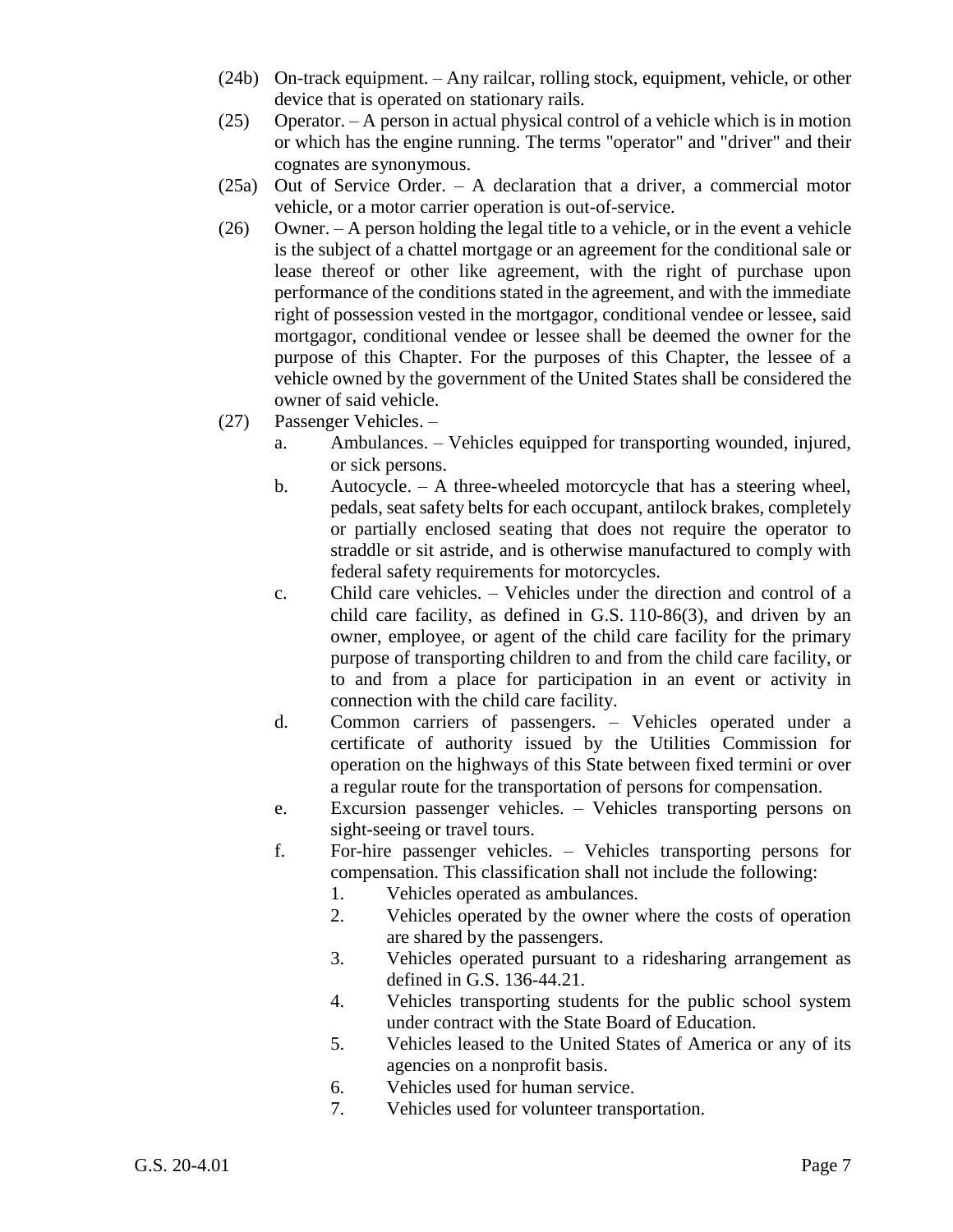(24b) On-track equipment. – Any railcar, rolling stock, equipment, vehicle, or other device that is operated on stationary rails.

(25) Operator. – A person in actual physical control of a vehicle which is in motion or which has the engine running. The terms "operator" and "driver" and their cognates are synonymous.

(25a) Out of Service Order. – A declaration that a driver, a commercial motor vehicle, or a motor carrier operation is out-of-service.

(26) Owner. – A person holding the legal title to a vehicle, or in the event a vehicle is the subject of a chattel mortgage or an agreement for the conditional sale or lease thereof or other like agreement, with the right of purchase upon performance of the conditions stated in the agreement, and with the immediate right of possession vested in the mortgagor, conditional vendee or lessee, said mortgagor, conditional vendee or lessee shall be deemed the owner for the purpose of this Chapter. For the purposes of this Chapter, the lessee of a vehicle owned by the government of the United States shall be considered the owner of said vehicle.

(27) Passenger Vehicles. –

- a. Ambulances. – Vehicles equipped for transporting wounded, injured, or sick persons.
- b. Autocycle. – A three-wheeled motorcycle that has a steering wheel, pedals, seat safety belts for each occupant, antilock brakes, completely or partially enclosed seating that does not require the operator to straddle or sit astride, and is otherwise manufactured to comply with federal safety requirements for motorcycles.
- c. Child care vehicles. – Vehicles under the direction and control of a child care facility, as defined in G.S. 110-86(3), and driven by an owner, employee, or agent of the child care facility for the primary purpose of transporting children to and from the child care facility, or to and from a place for participation in an event or activity in connection with the child care facility.
- d. Common carriers of passengers. – Vehicles operated under a certificate of authority issued by the Utilities Commission for operation on the highways of this State between fixed termini or over a regular route for the transportation of persons for compensation.
- e. Excursion passenger vehicles. – Vehicles transporting persons on sight-seeing or travel tours.
- f. For-hire passenger vehicles. – Vehicles transporting persons for compensation. This classification shall not include the following:
  1. Vehicles operated as ambulances.
  2. Vehicles operated by the owner where the costs of operation are shared by the passengers.
  3. Vehicles operated pursuant to a ridesharing arrangement as defined in G.S. 136-44.21.
  4. Vehicles transporting students for the public school system under contract with the State Board of Education.
  5. Vehicles leased to the United States of America or any of its agencies on a nonprofit basis.
  6. Vehicles used for human service.
  7. Vehicles used for volunteer transportation.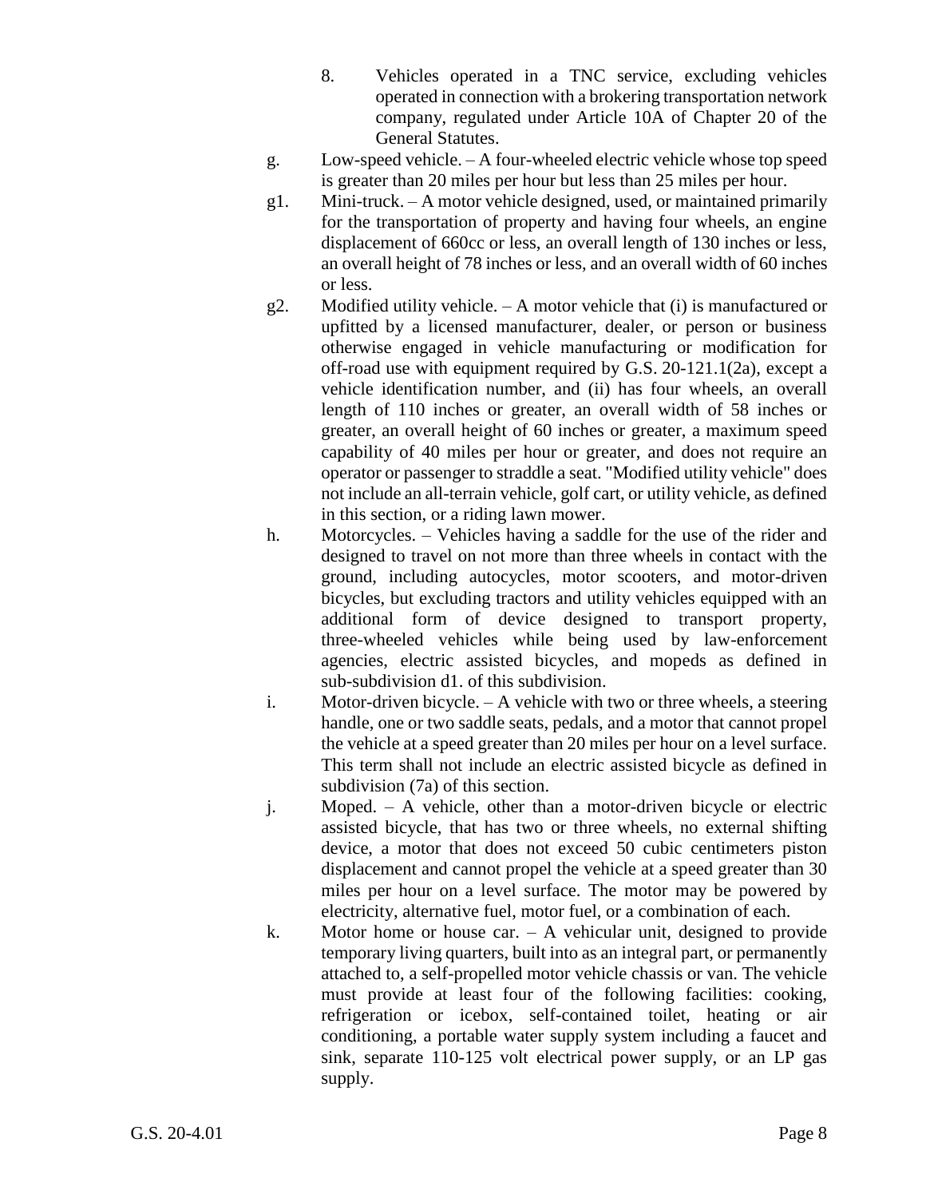8. Vehicles operated in a TNC service, excluding vehicles operated in connection with a brokering transportation network company, regulated under Article 10A of Chapter 20 of the General Statutes.

g. Low-speed vehicle. – A four-wheeled electric vehicle whose top speed is greater than 20 miles per hour but less than 25 miles per hour.

g1. Mini-truck. – A motor vehicle designed, used, or maintained primarily for the transportation of property and having four wheels, an engine displacement of 660cc or less, an overall length of 130 inches or less, an overall height of 78 inches or less, and an overall width of 60 inches or less.

g2. Modified utility vehicle. – A motor vehicle that (i) is manufactured or upfitted by a licensed manufacturer, dealer, or person or business otherwise engaged in vehicle manufacturing or modification for off-road use with equipment required by G.S. 20-121.1(2a), except a vehicle identification number, and (ii) has four wheels, an overall length of 110 inches or greater, an overall width of 58 inches or greater, an overall height of 60 inches or greater, a maximum speed capability of 40 miles per hour or greater, and does not require an operator or passenger to straddle a seat. "Modified utility vehicle" does not include an all-terrain vehicle, golf cart, or utility vehicle, as defined in this section, or a riding lawn mower.

h. Motorcycles. – Vehicles having a saddle for the use of the rider and designed to travel on not more than three wheels in contact with the ground, including autocycles, motor scooters, and motor-driven bicycles, but excluding tractors and utility vehicles equipped with an additional form of device designed to transport property, three-wheeled vehicles while being used by law-enforcement agencies, electric assisted bicycles, and mopeds as defined in sub-subdivision d1. of this subdivision.

i. Motor-driven bicycle. – A vehicle with two or three wheels, a steering handle, one or two saddle seats, pedals, and a motor that cannot propel the vehicle at a speed greater than 20 miles per hour on a level surface. This term shall not include an electric assisted bicycle as defined in subdivision (7a) of this section.

j. Moped. – A vehicle, other than a motor-driven bicycle or electric assisted bicycle, that has two or three wheels, no external shifting device, a motor that does not exceed 50 cubic centimeters piston displacement and cannot propel the vehicle at a speed greater than 30 miles per hour on a level surface. The motor may be powered by electricity, alternative fuel, motor fuel, or a combination of each.

k. Motor home or house car. – A vehicular unit, designed to provide temporary living quarters, built into as an integral part, or permanently attached to, a self-propelled motor vehicle chassis or van. The vehicle must provide at least four of the following facilities: cooking, refrigeration or icebox, self-contained toilet, heating or air conditioning, a portable water supply system including a faucet and sink, separate 110-125 volt electrical power supply, or an LP gas supply.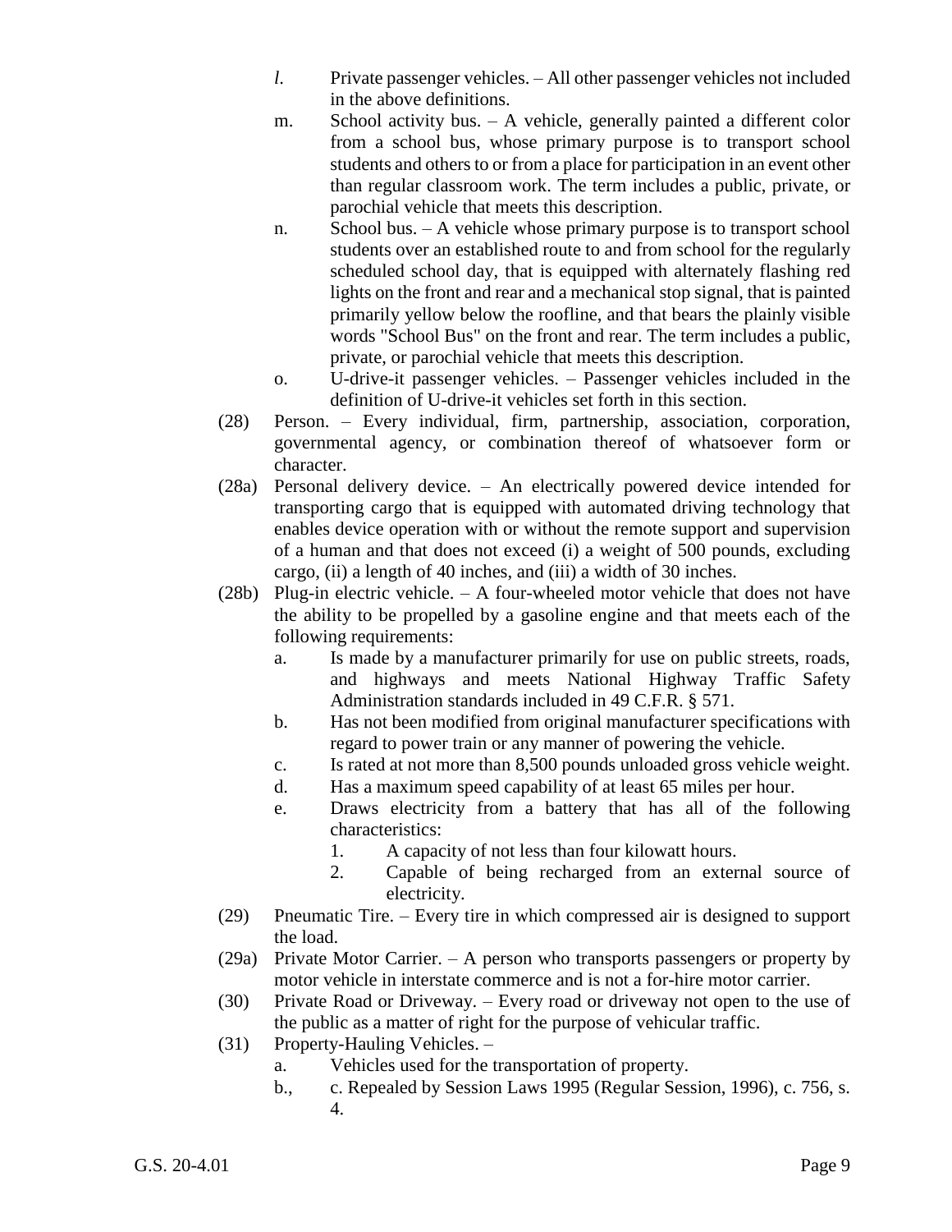*l.* Private passenger vehicles. – All other passenger vehicles not included in the above definitions.

m. School activity bus. – A vehicle, generally painted a different color from a school bus, whose primary purpose is to transport school students and others to or from a place for participation in an event other than regular classroom work. The term includes a public, private, or parochial vehicle that meets this description.

n. School bus. – A vehicle whose primary purpose is to transport school students over an established route to and from school for the regularly scheduled school day, that is equipped with alternately flashing red lights on the front and rear and a mechanical stop signal, that is painted primarily yellow below the roofline, and that bears the plainly visible words "School Bus" on the front and rear. The term includes a public, private, or parochial vehicle that meets this description.

o. U-drive-it passenger vehicles. – Passenger vehicles included in the definition of U-drive-it vehicles set forth in this section.

(28) Person. – Every individual, firm, partnership, association, corporation, governmental agency, or combination thereof of whatsoever form or character.

(28a) Personal delivery device. – An electrically powered device intended for transporting cargo that is equipped with automated driving technology that enables device operation with or without the remote support and supervision of a human and that does not exceed (i) a weight of 500 pounds, excluding cargo, (ii) a length of 40 inches, and (iii) a width of 30 inches.

(28b) Plug-in electric vehicle. – A four-wheeled motor vehicle that does not have the ability to be propelled by a gasoline engine and that meets each of the following requirements:

a. Is made by a manufacturer primarily for use on public streets, roads, and highways and meets National Highway Traffic Safety Administration standards included in 49 C.F.R. § 571.

b. Has not been modified from original manufacturer specifications with regard to power train or any manner of powering the vehicle.

c. Is rated at not more than 8,500 pounds unloaded gross vehicle weight.

d. Has a maximum speed capability of at least 65 miles per hour.

e. Draws electricity from a battery that has all of the following characteristics:

1. A capacity of not less than four kilowatt hours.
2. Capable of being recharged from an external source of electricity.

(29) Pneumatic Tire. – Every tire in which compressed air is designed to support the load.

(29a) Private Motor Carrier. – A person who transports passengers or property by motor vehicle in interstate commerce and is not a for-hire motor carrier.

(30) Private Road or Driveway. – Every road or driveway not open to the use of the public as a matter of right for the purpose of vehicular traffic.

(31) Property-Hauling Vehicles. –

a. Vehicles used for the transportation of property.

b., c. Repealed by Session Laws 1995 (Regular Session, 1996), c. 756, s. 4.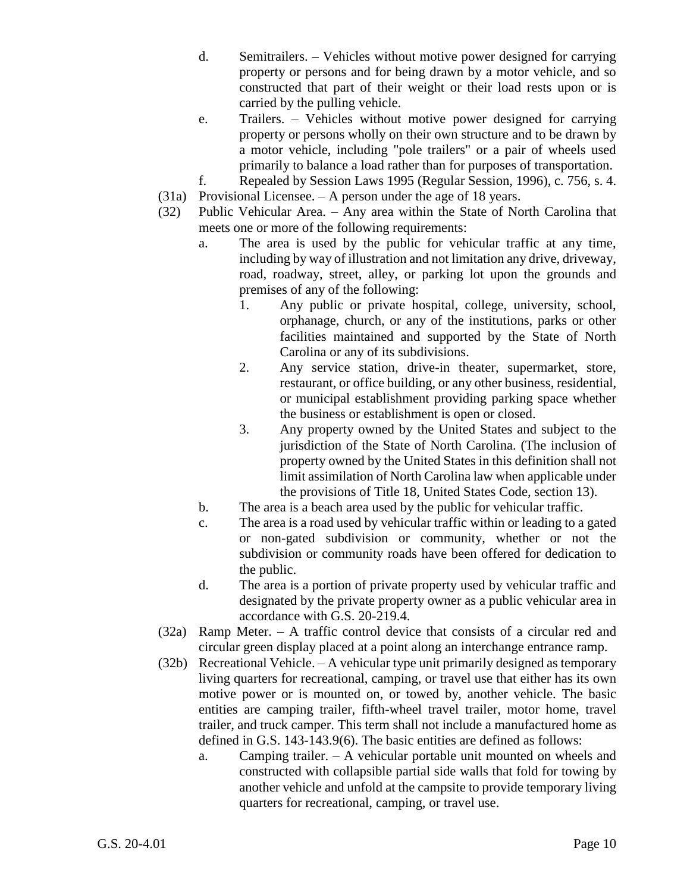d. Semitrailers. – Vehicles without motive power designed for carrying property or persons and for being drawn by a motor vehicle, and so constructed that part of their weight or their load rests upon or is carried by the pulling vehicle.

e. Trailers. – Vehicles without motive power designed for carrying property or persons wholly on their own structure and to be drawn by a motor vehicle, including "pole trailers" or a pair of wheels used primarily to balance a load rather than for purposes of transportation.

f. Repealed by Session Laws 1995 (Regular Session, 1996), c. 756, s. 4.

(31a) Provisional Licensee. – A person under the age of 18 years.

(32) Public Vehicular Area. – Any area within the State of North Carolina that meets one or more of the following requirements:

a. The area is used by the public for vehicular traffic at any time, including by way of illustration and not limitation any drive, driveway, road, roadway, street, alley, or parking lot upon the grounds and premises of any of the following:

1. Any public or private hospital, college, university, school, orphanage, church, or any of the institutions, parks or other facilities maintained and supported by the State of North Carolina or any of its subdivisions.

2. Any service station, drive-in theater, supermarket, store, restaurant, or office building, or any other business, residential, or municipal establishment providing parking space whether the business or establishment is open or closed.

3. Any property owned by the United States and subject to the jurisdiction of the State of North Carolina. (The inclusion of property owned by the United States in this definition shall not limit assimilation of North Carolina law when applicable under the provisions of Title 18, United States Code, section 13).

b. The area is a beach area used by the public for vehicular traffic.

c. The area is a road used by vehicular traffic within or leading to a gated or non-gated subdivision or community, whether or not the subdivision or community roads have been offered for dedication to the public.

d. The area is a portion of private property used by vehicular traffic and designated by the private property owner as a public vehicular area in accordance with G.S. 20-219.4.

(32a) Ramp Meter. – A traffic control device that consists of a circular red and circular green display placed at a point along an interchange entrance ramp.

(32b) Recreational Vehicle. – A vehicular type unit primarily designed as temporary living quarters for recreational, camping, or travel use that either has its own motive power or is mounted on, or towed by, another vehicle. The basic entities are camping trailer, fifth-wheel travel trailer, motor home, travel trailer, and truck camper. This term shall not include a manufactured home as defined in G.S. 143-143.9(6). The basic entities are defined as follows:

a. Camping trailer. – A vehicular portable unit mounted on wheels and constructed with collapsible partial side walls that fold for towing by another vehicle and unfold at the campsite to provide temporary living quarters for recreational, camping, or travel use.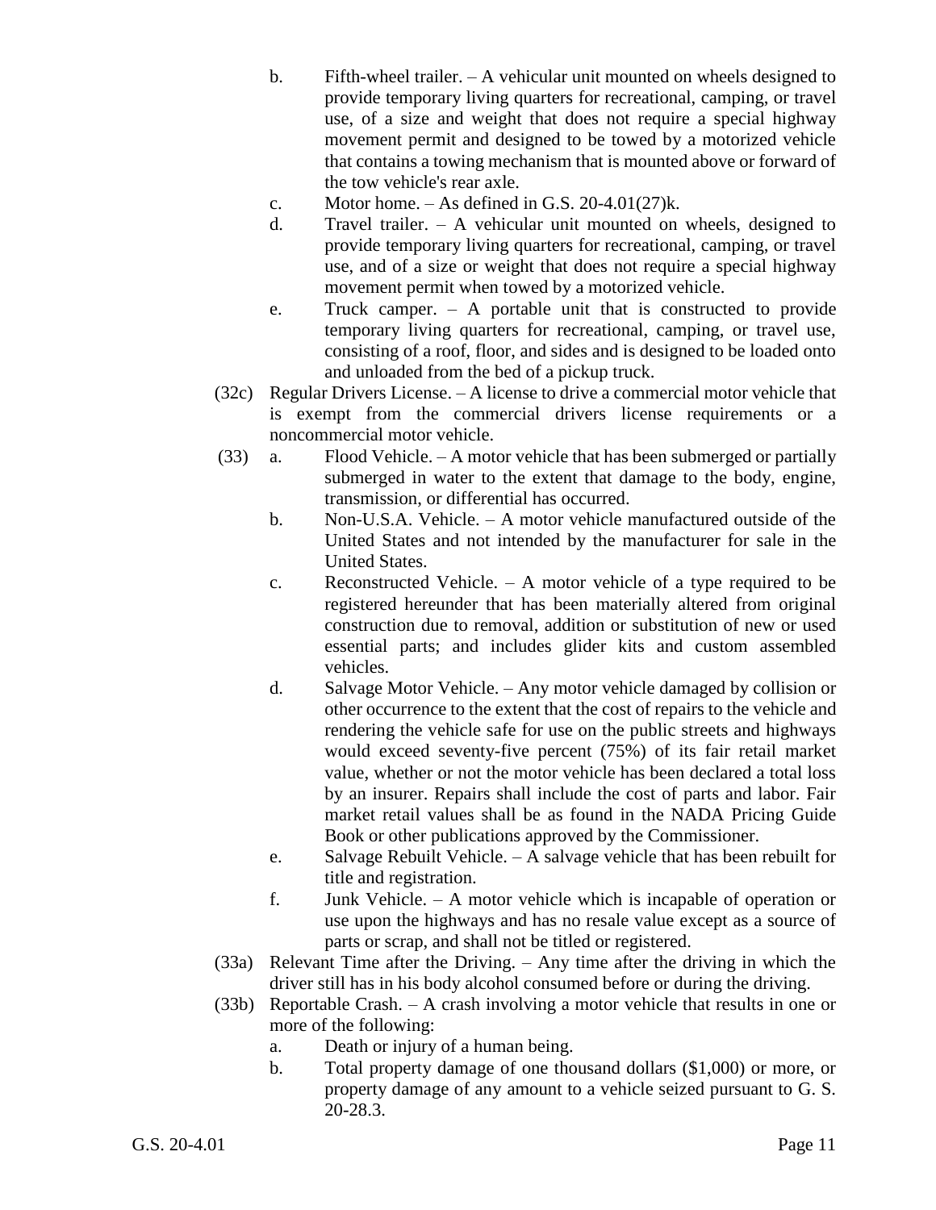b. Fifth-wheel trailer. – A vehicular unit mounted on wheels designed to provide temporary living quarters for recreational, camping, or travel use, of a size and weight that does not require a special highway movement permit and designed to be towed by a motorized vehicle that contains a towing mechanism that is mounted above or forward of the tow vehicle's rear axle.

c. Motor home. – As defined in G.S. 20-4.01(27)k.

d. Travel trailer. – A vehicular unit mounted on wheels, designed to provide temporary living quarters for recreational, camping, or travel use, and of a size or weight that does not require a special highway movement permit when towed by a motorized vehicle.

e. Truck camper. – A portable unit that is constructed to provide temporary living quarters for recreational, camping, or travel use, consisting of a roof, floor, and sides and is designed to be loaded onto and unloaded from the bed of a pickup truck.

(32c) Regular Drivers License. – A license to drive a commercial motor vehicle that is exempt from the commercial drivers license requirements or a noncommercial motor vehicle.

(33) a. Flood Vehicle. – A motor vehicle that has been submerged or partially submerged in water to the extent that damage to the body, engine, transmission, or differential has occurred.

b. Non-U.S.A. Vehicle. – A motor vehicle manufactured outside of the United States and not intended by the manufacturer for sale in the United States.

c. Reconstructed Vehicle. – A motor vehicle of a type required to be registered hereunder that has been materially altered from original construction due to removal, addition or substitution of new or used essential parts; and includes glider kits and custom assembled vehicles.

d. Salvage Motor Vehicle. – Any motor vehicle damaged by collision or other occurrence to the extent that the cost of repairs to the vehicle and rendering the vehicle safe for use on the public streets and highways would exceed seventy-five percent (75%) of its fair retail market value, whether or not the motor vehicle has been declared a total loss by an insurer. Repairs shall include the cost of parts and labor. Fair market retail values shall be as found in the NADA Pricing Guide Book or other publications approved by the Commissioner.

e. Salvage Rebuilt Vehicle. – A salvage vehicle that has been rebuilt for title and registration.

f. Junk Vehicle. – A motor vehicle which is incapable of operation or use upon the highways and has no resale value except as a source of parts or scrap, and shall not be titled or registered.

(33a) Relevant Time after the Driving. – Any time after the driving in which the driver still has in his body alcohol consumed before or during the driving.

(33b) Reportable Crash. – A crash involving a motor vehicle that results in one or more of the following:

a. Death or injury of a human being.

b. Total property damage of one thousand dollars ($1,000) or more, or property damage of any amount to a vehicle seized pursuant to G. S. 20-28.3.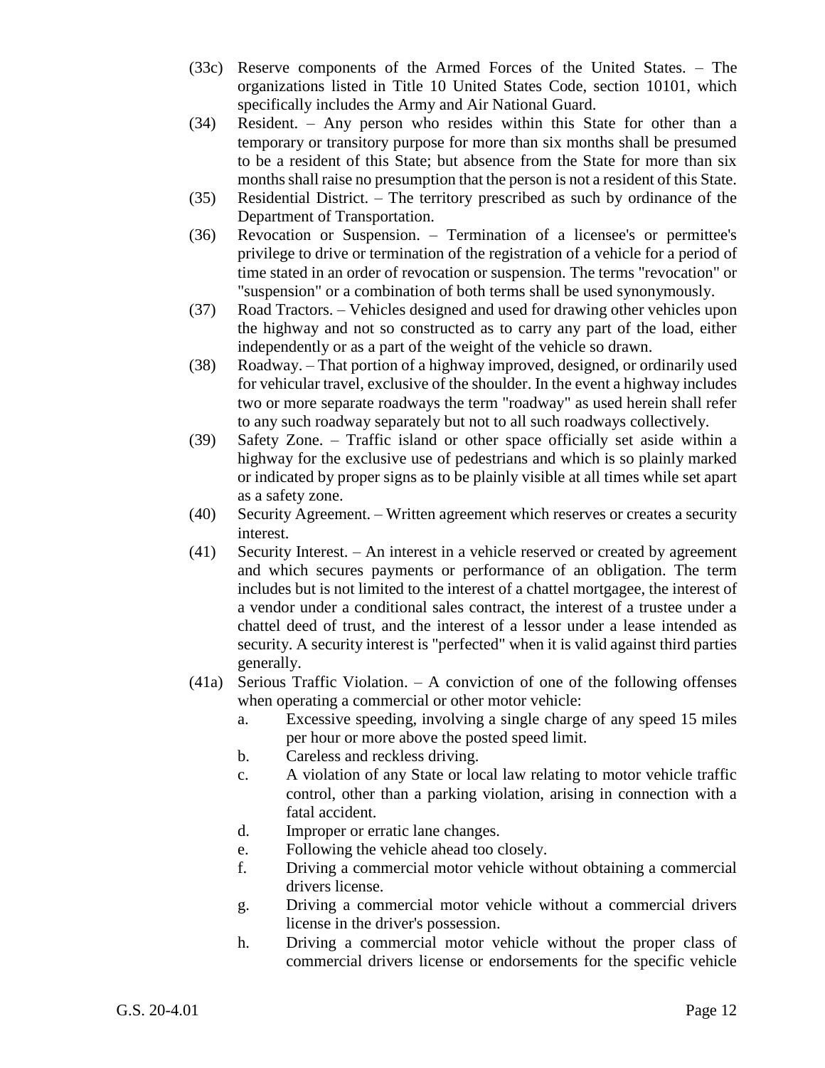(33c) Reserve components of the Armed Forces of the United States. – The organizations listed in Title 10 United States Code, section 10101, which specifically includes the Army and Air National Guard.

(34) Resident. – Any person who resides within this State for other than a temporary or transitory purpose for more than six months shall be presumed to be a resident of this State; but absence from the State for more than six months shall raise no presumption that the person is not a resident of this State.

(35) Residential District. – The territory prescribed as such by ordinance of the Department of Transportation.

(36) Revocation or Suspension. – Termination of a licensee's or permittee's privilege to drive or termination of the registration of a vehicle for a period of time stated in an order of revocation or suspension. The terms "revocation" or "suspension" or a combination of both terms shall be used synonymously.

(37) Road Tractors. – Vehicles designed and used for drawing other vehicles upon the highway and not so constructed as to carry any part of the load, either independently or as a part of the weight of the vehicle so drawn.

(38) Roadway. – That portion of a highway improved, designed, or ordinarily used for vehicular travel, exclusive of the shoulder. In the event a highway includes two or more separate roadways the term "roadway" as used herein shall refer to any such roadway separately but not to all such roadways collectively.

(39) Safety Zone. – Traffic island or other space officially set aside within a highway for the exclusive use of pedestrians and which is so plainly marked or indicated by proper signs as to be plainly visible at all times while set apart as a safety zone.

(40) Security Agreement. – Written agreement which reserves or creates a security interest.

(41) Security Interest. – An interest in a vehicle reserved or created by agreement and which secures payments or performance of an obligation. The term includes but is not limited to the interest of a chattel mortgagee, the interest of a vendor under a conditional sales contract, the interest of a trustee under a chattel deed of trust, and the interest of a lessor under a lease intended as security. A security interest is "perfected" when it is valid against third parties generally.

(41a) Serious Traffic Violation. – A conviction of one of the following offenses when operating a commercial or other motor vehicle:

a. Excessive speeding, involving a single charge of any speed 15 miles per hour or more above the posted speed limit.
b. Careless and reckless driving.
c. A violation of any State or local law relating to motor vehicle traffic control, other than a parking violation, arising in connection with a fatal accident.
d. Improper or erratic lane changes.
e. Following the vehicle ahead too closely.
f. Driving a commercial motor vehicle without obtaining a commercial drivers license.
g. Driving a commercial motor vehicle without a commercial drivers license in the driver's possession.
h. Driving a commercial motor vehicle without the proper class of commercial drivers license or endorsements for the specific vehicle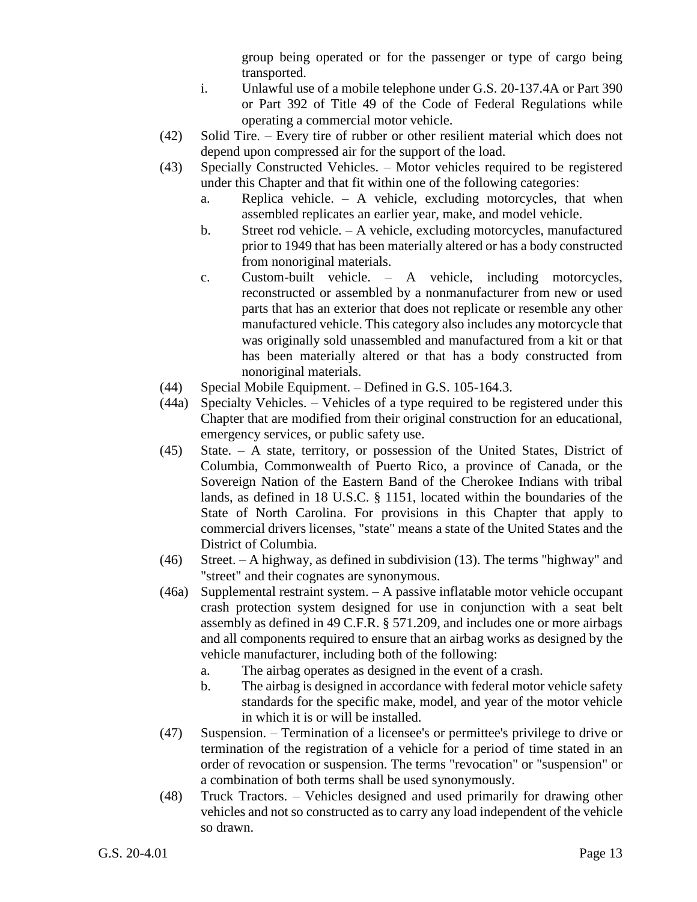group being operated or for the passenger or type of cargo being transported.

i. Unlawful use of a mobile telephone under G.S. 20-137.4A or Part 390 or Part 392 of Title 49 of the Code of Federal Regulations while operating a commercial motor vehicle.

(42) Solid Tire. – Every tire of rubber or other resilient material which does not depend upon compressed air for the support of the load.

(43) Specially Constructed Vehicles. – Motor vehicles required to be registered under this Chapter and that fit within one of the following categories:

a. Replica vehicle. – A vehicle, excluding motorcycles, that when assembled replicates an earlier year, make, and model vehicle.

b. Street rod vehicle. – A vehicle, excluding motorcycles, manufactured prior to 1949 that has been materially altered or has a body constructed from nonoriginal materials.

c. Custom-built vehicle. – A vehicle, including motorcycles, reconstructed or assembled by a nonmanufacturer from new or used parts that has an exterior that does not replicate or resemble any other manufactured vehicle. This category also includes any motorcycle that was originally sold unassembled and manufactured from a kit or that has been materially altered or that has a body constructed from nonoriginal materials.

(44) Special Mobile Equipment. – Defined in G.S. 105-164.3.

(44a) Specialty Vehicles. – Vehicles of a type required to be registered under this Chapter that are modified from their original construction for an educational, emergency services, or public safety use.

(45) State. – A state, territory, or possession of the United States, District of Columbia, Commonwealth of Puerto Rico, a province of Canada, or the Sovereign Nation of the Eastern Band of the Cherokee Indians with tribal lands, as defined in 18 U.S.C. § 1151, located within the boundaries of the State of North Carolina. For provisions in this Chapter that apply to commercial drivers licenses, "state" means a state of the United States and the District of Columbia.

(46) Street. – A highway, as defined in subdivision (13). The terms "highway" and "street" and their cognates are synonymous.

(46a) Supplemental restraint system. – A passive inflatable motor vehicle occupant crash protection system designed for use in conjunction with a seat belt assembly as defined in 49 C.F.R. § 571.209, and includes one or more airbags and all components required to ensure that an airbag works as designed by the vehicle manufacturer, including both of the following:

a. The airbag operates as designed in the event of a crash.

b. The airbag is designed in accordance with federal motor vehicle safety standards for the specific make, model, and year of the motor vehicle in which it is or will be installed.

(47) Suspension. – Termination of a licensee's or permittee's privilege to drive or termination of the registration of a vehicle for a period of time stated in an order of revocation or suspension. The terms "revocation" or "suspension" or a combination of both terms shall be used synonymously.

(48) Truck Tractors. – Vehicles designed and used primarily for drawing other vehicles and not so constructed as to carry any load independent of the vehicle so drawn.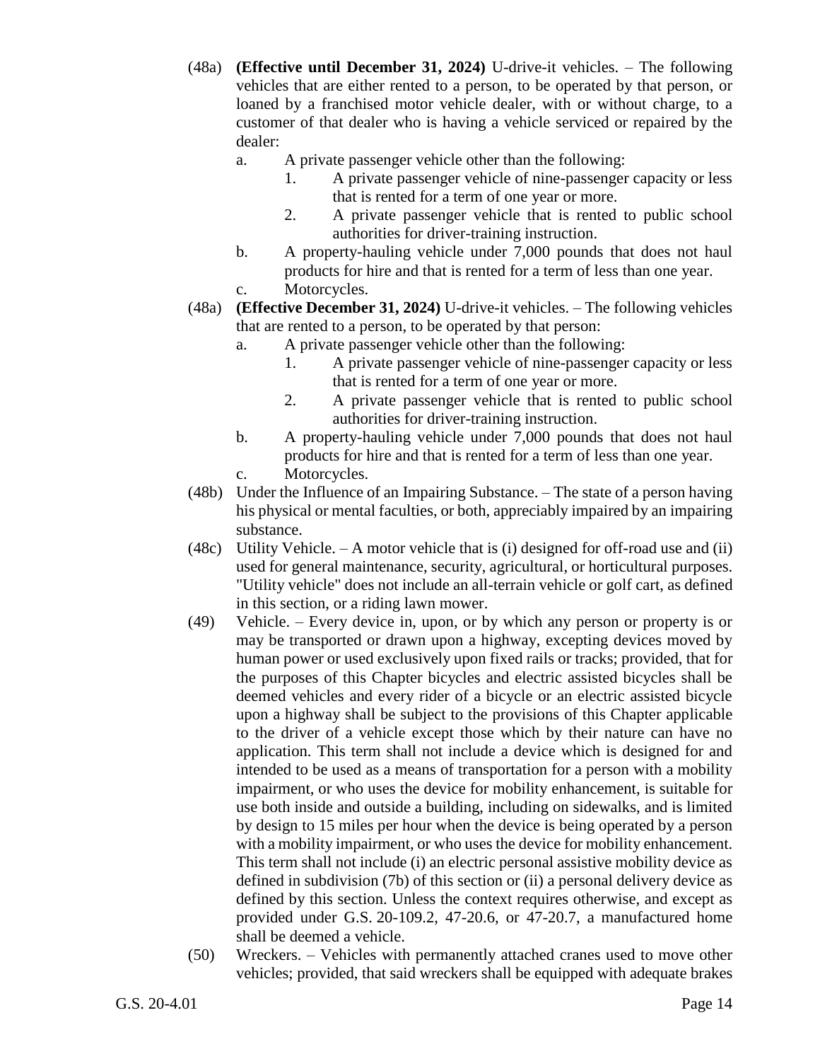(48a) **(Effective until December 31, 2024)** U-drive-it vehicles. – The following vehicles that are either rented to a person, to be operated by that person, or loaned by a franchised motor vehicle dealer, with or without charge, to a customer of that dealer who is having a vehicle serviced or repaired by the dealer:

- a. A private passenger vehicle other than the following:
  - 1. A private passenger vehicle of nine-passenger capacity or less that is rented for a term of one year or more.
  - 2. A private passenger vehicle that is rented to public school authorities for driver-training instruction.
- b. A property-hauling vehicle under 7,000 pounds that does not haul products for hire and that is rented for a term of less than one year.
- c. Motorcycles.

(48a) **(Effective December 31, 2024)** U-drive-it vehicles. – The following vehicles that are rented to a person, to be operated by that person:

- a. A private passenger vehicle other than the following:
  - 1. A private passenger vehicle of nine-passenger capacity or less that is rented for a term of one year or more.
  - 2. A private passenger vehicle that is rented to public school authorities for driver-training instruction.
- b. A property-hauling vehicle under 7,000 pounds that does not haul products for hire and that is rented for a term of less than one year.
- c. Motorcycles.

(48b) Under the Influence of an Impairing Substance. – The state of a person having his physical or mental faculties, or both, appreciably impaired by an impairing substance.

(48c) Utility Vehicle. – A motor vehicle that is (i) designed for off-road use and (ii) used for general maintenance, security, agricultural, or horticultural purposes. "Utility vehicle" does not include an all-terrain vehicle or golf cart, as defined in this section, or a riding lawn mower.

(49) Vehicle. – Every device in, upon, or by which any person or property is or may be transported or drawn upon a highway, excepting devices moved by human power or used exclusively upon fixed rails or tracks; provided, that for the purposes of this Chapter bicycles and electric assisted bicycles shall be deemed vehicles and every rider of a bicycle or an electric assisted bicycle upon a highway shall be subject to the provisions of this Chapter applicable to the driver of a vehicle except those which by their nature can have no application. This term shall not include a device which is designed for and intended to be used as a means of transportation for a person with a mobility impairment, or who uses the device for mobility enhancement, is suitable for use both inside and outside a building, including on sidewalks, and is limited by design to 15 miles per hour when the device is being operated by a person with a mobility impairment, or who uses the device for mobility enhancement. This term shall not include (i) an electric personal assistive mobility device as defined in subdivision (7b) of this section or (ii) a personal delivery device as defined by this section. Unless the context requires otherwise, and except as provided under G.S. 20-109.2, 47-20.6, or 47-20.7, a manufactured home shall be deemed a vehicle.

(50) Wreckers. – Vehicles with permanently attached cranes used to move other vehicles; provided, that said wreckers shall be equipped with adequate brakes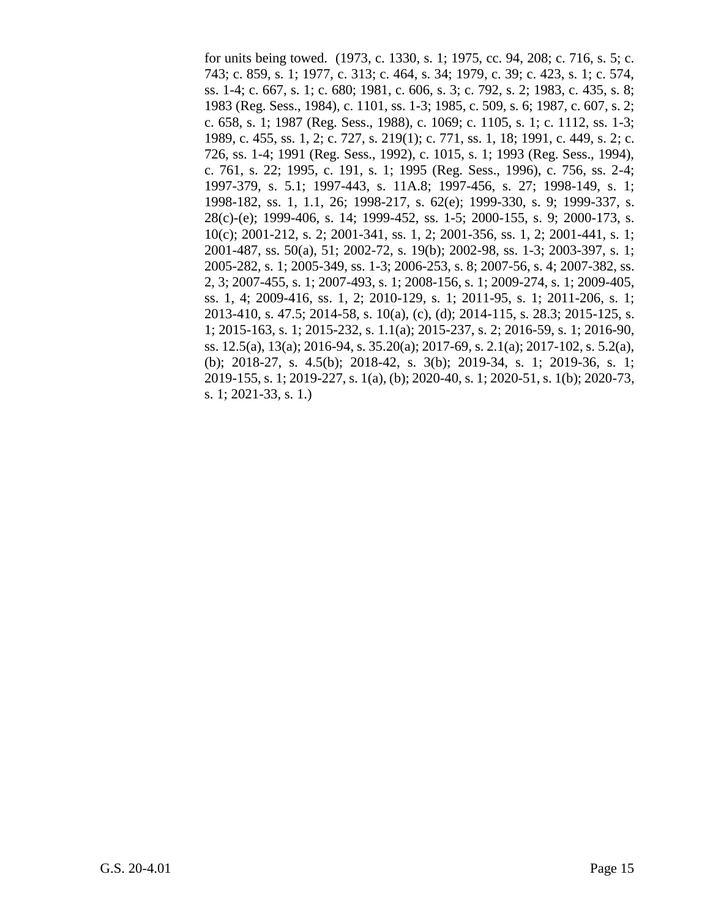for units being towed. (1973, c. 1330, s. 1; 1975, cc. 94, 208; c. 716, s. 5; c. 743; c. 859, s. 1; 1977, c. 313; c. 464, s. 34; 1979, c. 39; c. 423, s. 1; c. 574, ss. 1-4; c. 667, s. 1; c. 680; 1981, c. 606, s. 3; c. 792, s. 2; 1983, c. 435, s. 8; 1983 (Reg. Sess., 1984), c. 1101, ss. 1-3; 1985, c. 509, s. 6; 1987, c. 607, s. 2; c. 658, s. 1; 1987 (Reg. Sess., 1988), c. 1069; c. 1105, s. 1; c. 1112, ss. 1-3; 1989, c. 455, ss. 1, 2; c. 727, s. 219(1); c. 771, ss. 1, 18; 1991, c. 449, s. 2; c. 726, ss. 1-4; 1991 (Reg. Sess., 1992), c. 1015, s. 1; 1993 (Reg. Sess., 1994), c. 761, s. 22; 1995, c. 191, s. 1; 1995 (Reg. Sess., 1996), c. 756, ss. 2-4; 1997-379, s. 5.1; 1997-443, s. 11A.8; 1997-456, s. 27; 1998-149, s. 1; 1998-182, ss. 1, 1.1, 26; 1998-217, s. 62(e); 1999-330, s. 9; 1999-337, s. 28(c)-(e); 1999-406, s. 14; 1999-452, ss. 1-5; 2000-155, s. 9; 2000-173, s. 10(c); 2001-212, s. 2; 2001-341, ss. 1, 2; 2001-356, ss. 1, 2; 2001-441, s. 1; 2001-487, ss. 50(a), 51; 2002-72, s. 19(b); 2002-98, ss. 1-3; 2003-397, s. 1; 2005-282, s. 1; 2005-349, ss. 1-3; 2006-253, s. 8; 2007-56, s. 4; 2007-382, ss. 2, 3; 2007-455, s. 1; 2007-493, s. 1; 2008-156, s. 1; 2009-274, s. 1; 2009-405, ss. 1, 4; 2009-416, ss. 1, 2; 2010-129, s. 1; 2011-95, s. 1; 2011-206, s. 1; 2013-410, s. 47.5; 2014-58, s. 10(a), (c), (d); 2014-115, s. 28.3; 2015-125, s. 1; 2015-163, s. 1; 2015-232, s. 1.1(a); 2015-237, s. 2; 2016-59, s. 1; 2016-90, ss. 12.5(a), 13(a); 2016-94, s. 35.20(a); 2017-69, s. 2.1(a); 2017-102, s. 5.2(a), (b); 2018-27, s. 4.5(b); 2018-42, s. 3(b); 2019-34, s. 1; 2019-36, s. 1; 2019-155, s. 1; 2019-227, s. 1(a), (b); 2020-40, s. 1; 2020-51, s. 1(b); 2020-73, s. 1; 2021-33, s. 1.)